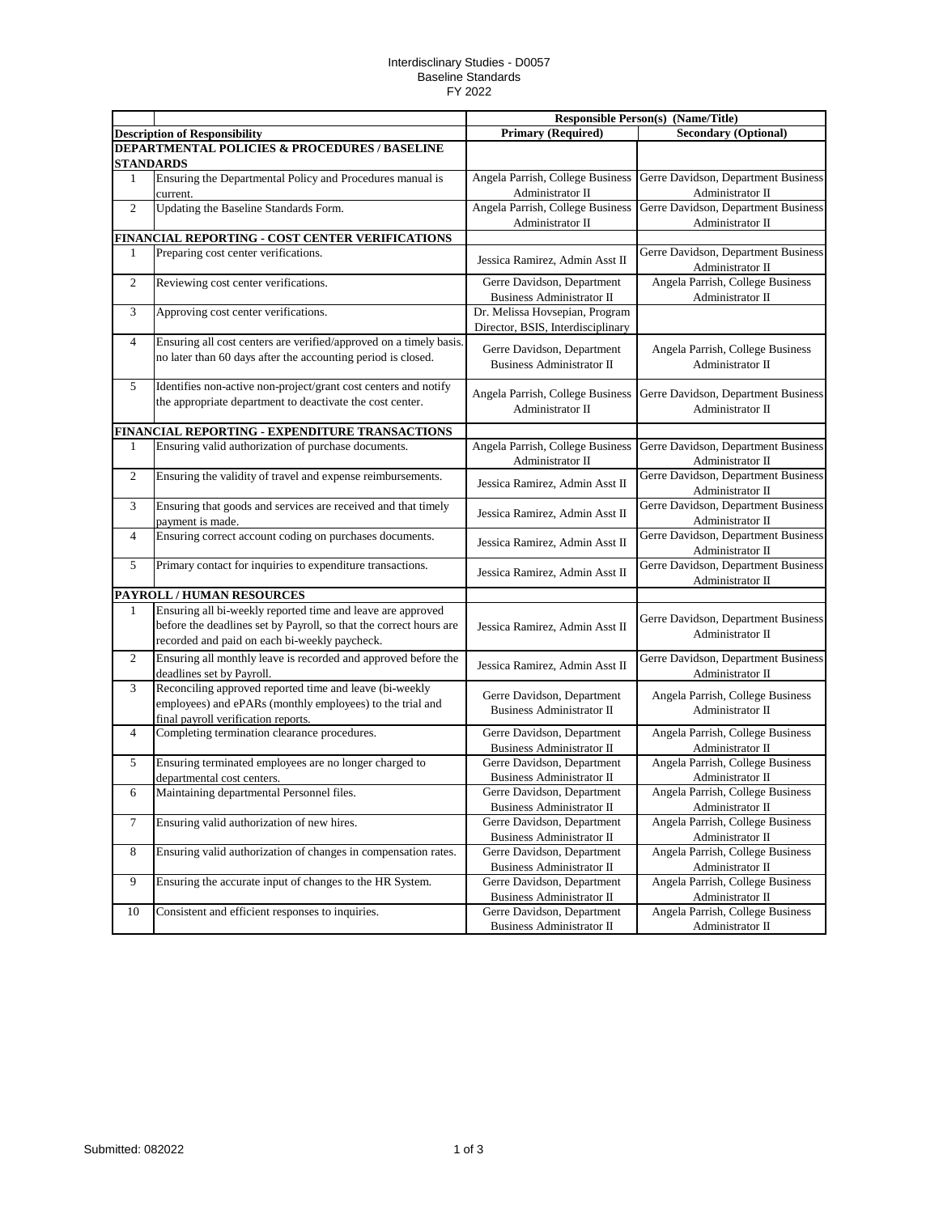Interdisclinary Studies - D0057
Baseline Standards
FY 2022

| | | Responsible Person(s) (Name/Title) | |
|---|---|---|---|
| **Description of Responsibility** | | **Primary (Required)** | **Secondary (Optional)** |
| **DEPARTMENTAL POLICIES & PROCEDURES / BASELINE STANDARDS** | | | |
| 1 | Ensuring the Departmental Policy and Procedures manual is current. | Angela Parrish, College Business Administrator II | Gerre Davidson, Department Business Administrator II |
| 2 | Updating the Baseline Standards Form. | Angela Parrish, College Business Administrator II | Gerre Davidson, Department Business Administrator II |
| **FINANCIAL REPORTING - COST CENTER VERIFICATIONS** | | | |
| 1 | Preparing cost center verifications. | Jessica Ramirez, Admin Asst II | Gerre Davidson, Department Business Administrator II |
| 2 | Reviewing cost center verifications. | Gerre Davidson, Department Business Administrator II | Angela Parrish, College Business Administrator II |
| 3 | Approving cost center verifications. | Dr. Melissa Hovsepian, Program Director, BSIS, Interdisciplinary | |
| 4 | Ensuring all cost centers are verified/approved on a timely basis. no later than 60 days after the accounting period is closed. | Gerre Davidson, Department Business Administrator II | Angela Parrish, College Business Administrator II |
| 5 | Identifies non-active non-project/grant cost centers and notify the appropriate department to deactivate the cost center. | Angela Parrish, College Business Administrator II | Gerre Davidson, Department Business Administrator II |
| **FINANCIAL REPORTING - EXPENDITURE TRANSACTIONS** | | | |
| 1 | Ensuring valid authorization of purchase documents. | Angela Parrish, College Business Administrator II | Gerre Davidson, Department Business Administrator II |
| 2 | Ensuring the validity of travel and expense reimbursements. | Jessica Ramirez, Admin Asst II | Gerre Davidson, Department Business Administrator II |
| 3 | Ensuring that goods and services are received and that timely payment is made. | Jessica Ramirez, Admin Asst II | Gerre Davidson, Department Business Administrator II |
| 4 | Ensuring correct account coding on purchases documents. | Jessica Ramirez, Admin Asst II | Gerre Davidson, Department Business Administrator II |
| 5 | Primary contact for inquiries to expenditure transactions. | Jessica Ramirez, Admin Asst II | Gerre Davidson, Department Business Administrator II |
| **PAYROLL / HUMAN RESOURCES** | | | |
| 1 | Ensuring all bi-weekly reported time and leave are approved before the deadlines set by Payroll, so that the correct hours are recorded and paid on each bi-weekly paycheck. | Jessica Ramirez, Admin Asst II | Gerre Davidson, Department Business Administrator II |
| 2 | Ensuring all monthly leave is recorded and approved before the deadlines set by Payroll. | Jessica Ramirez, Admin Asst II | Gerre Davidson, Department Business Administrator II |
| 3 | Reconciling approved reported time and leave (bi-weekly employees) and ePARs (monthly employees) to the trial and final payroll verification reports. | Gerre Davidson, Department Business Administrator II | Angela Parrish, College Business Administrator II |
| 4 | Completing termination clearance procedures. | Gerre Davidson, Department Business Administrator II | Angela Parrish, College Business Administrator II |
| 5 | Ensuring terminated employees are no longer charged to departmental cost centers. | Gerre Davidson, Department Business Administrator II | Angela Parrish, College Business Administrator II |
| 6 | Maintaining departmental Personnel files. | Gerre Davidson, Department Business Administrator II | Angela Parrish, College Business Administrator II |
| 7 | Ensuring valid authorization of new hires. | Gerre Davidson, Department Business Administrator II | Angela Parrish, College Business Administrator II |
| 8 | Ensuring valid authorization of changes in compensation rates. | Gerre Davidson, Department Business Administrator II | Angela Parrish, College Business Administrator II |
| 9 | Ensuring the accurate input of changes to the HR System. | Gerre Davidson, Department Business Administrator II | Angela Parrish, College Business Administrator II |
| 10 | Consistent and efficient responses to inquiries. | Gerre Davidson, Department Business Administrator II | Angela Parrish, College Business Administrator II |

Submitted: 082022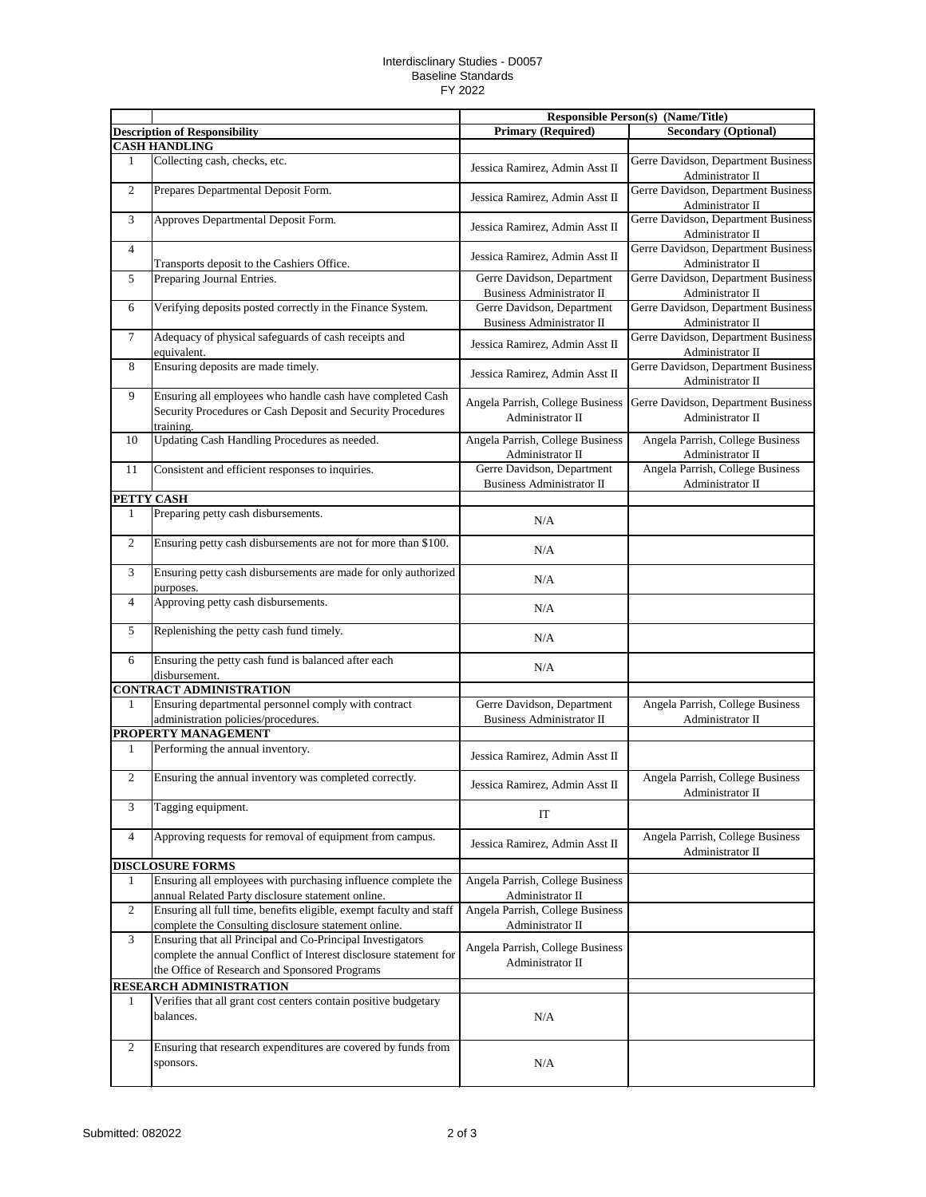Interdisclinary Studies - D0057
Baseline Standards
FY 2022

| | | Responsible Person(s) (Name/Title) | |
|---|---|---|---|
| | **Description of Responsibility** | **Primary (Required)** | **Secondary (Optional)** |
| **CASH HANDLING** | | | |
| 1 | Collecting cash, checks, etc. | Jessica Ramirez, Admin Asst II | Gerre Davidson, Department Business Administrator II |
| 2 | Prepares Departmental Deposit Form. | Jessica Ramirez, Admin Asst II | Gerre Davidson, Department Business Administrator II |
| 3 | Approves Departmental Deposit Form. | Jessica Ramirez, Admin Asst II | Gerre Davidson, Department Business Administrator II |
| 4 | Transports deposit to the Cashiers Office. | Jessica Ramirez, Admin Asst II | Gerre Davidson, Department Business Administrator II |
| 5 | Preparing Journal Entries. | Gerre Davidson, Department Business Administrator II | Gerre Davidson, Department Business Administrator II |
| 6 | Verifying deposits posted correctly in the Finance System. | Gerre Davidson, Department Business Administrator II | Gerre Davidson, Department Business Administrator II |
| 7 | Adequacy of physical safeguards of cash receipts and equivalent. | Jessica Ramirez, Admin Asst II | Gerre Davidson, Department Business Administrator II |
| 8 | Ensuring deposits are made timely. | Jessica Ramirez, Admin Asst II | Gerre Davidson, Department Business Administrator II |
| 9 | Ensuring all employees who handle cash have completed Cash Security Procedures or Cash Deposit and Security Procedures training. | Angela Parrish, College Business Administrator II | Gerre Davidson, Department Business Administrator II |
| 10 | Updating Cash Handling Procedures as needed. | Angela Parrish, College Business Administrator II | Angela Parrish, College Business Administrator II |
| 11 | Consistent and efficient responses to inquiries. | Gerre Davidson, Department Business Administrator II | Angela Parrish, College Business Administrator II |
| **PETTY CASH** | | | |
| 1 | Preparing petty cash disbursements. | N/A | |
| 2 | Ensuring petty cash disbursements are not for more than $100. | N/A | |
| 3 | Ensuring petty cash disbursements are made for only authorized purposes. | N/A | |
| 4 | Approving petty cash disbursements. | N/A | |
| 5 | Replenishing the petty cash fund timely. | N/A | |
| 6 | Ensuring the petty cash fund is balanced after each disbursement. | N/A | |
| **CONTRACT ADMINISTRATION** | | | |
| 1 | Ensuring departmental personnel comply with contract administration policies/procedures. | Gerre Davidson, Department Business Administrator II | Angela Parrish, College Business Administrator II |
| **PROPERTY MANAGEMENT** | | | |
| 1 | Performing the annual inventory. | Jessica Ramirez, Admin Asst II | |
| 2 | Ensuring the annual inventory was completed correctly. | Jessica Ramirez, Admin Asst II | Angela Parrish, College Business Administrator II |
| 3 | Tagging equipment. | IT | |
| 4 | Approving requests for removal of equipment from campus. | Jessica Ramirez, Admin Asst II | Angela Parrish, College Business Administrator II |
| **DISCLOSURE FORMS** | | | |
| 1 | Ensuring all employees with purchasing influence complete the annual Related Party disclosure statement online. | Angela Parrish, College Business Administrator II | |
| 2 | Ensuring all full time, benefits eligible, exempt faculty and staff complete the Consulting disclosure statement online. | Angela Parrish, College Business Administrator II | |
| 3 | Ensuring that all Principal and Co-Principal Investigators complete the annual Conflict of Interest disclosure statement for the Office of Research and Sponsored Programs | Angela Parrish, College Business Administrator II | |
| **RESEARCH ADMINISTRATION** | | | |
| 1 | Verifies that all grant cost centers contain positive budgetary balances. | N/A | |
| 2 | Ensuring that research expenditures are covered by funds from sponsors. | N/A | |

Submitted: 082022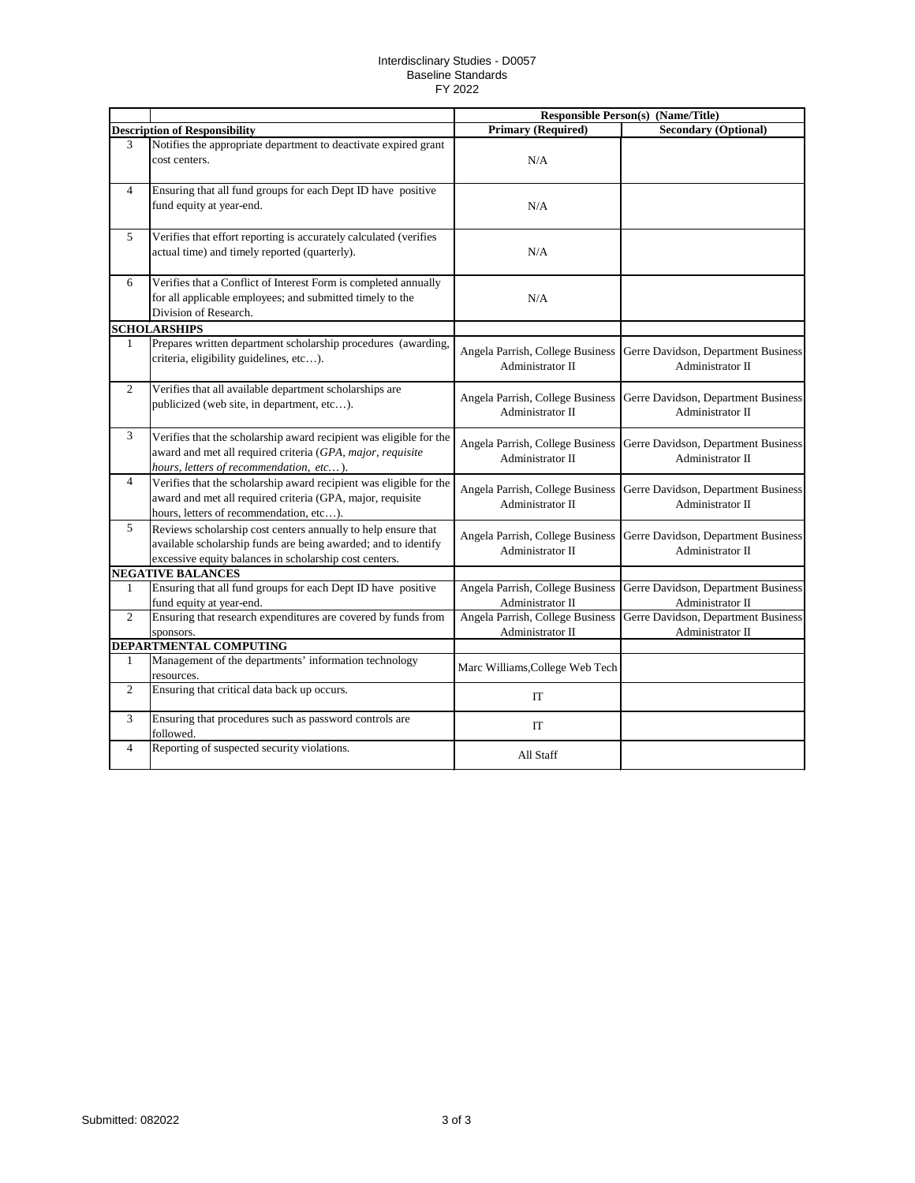Interdisclinary Studies - D0057
Baseline Standards
FY 2022

| | | Responsible Person(s) (Name/Title) | |
|---|---|---|---|
| **Description of Responsibility** | | **Primary (Required)** | **Secondary (Optional)** |
| 3 | Notifies the appropriate department to deactivate expired grant cost centers. | N/A | |
| 4 | Ensuring that all fund groups for each Dept ID have positive fund equity at year-end. | N/A | |
| 5 | Verifies that effort reporting is accurately calculated (verifies actual time) and timely reported (quarterly). | N/A | |
| 6 | Verifies that a Conflict of Interest Form is completed annually for all applicable employees; and submitted timely to the Division of Research. | N/A | |
| **SCHOLARSHIPS** | | | |
| 1 | Prepares written department scholarship procedures (awarding, criteria, eligibility guidelines, etc…). | Angela Parrish, College Business Administrator II | Gerre Davidson, Department Business Administrator II |
| 2 | Verifies that all available department scholarships are publicized (web site, in department, etc…). | Angela Parrish, College Business Administrator II | Gerre Davidson, Department Business Administrator II |
| 3 | Verifies that the scholarship award recipient was eligible for the award and met all required criteria (*GPA, major, requisite hours, letters of recommendation, etc…*). | Angela Parrish, College Business Administrator II | Gerre Davidson, Department Business Administrator II |
| 4 | Verifies that the scholarship award recipient was eligible for the award and met all required criteria (GPA, major, requisite hours, letters of recommendation, etc…). | Angela Parrish, College Business Administrator II | Gerre Davidson, Department Business Administrator II |
| 5 | Reviews scholarship cost centers annually to help ensure that available scholarship funds are being awarded; and to identify excessive equity balances in scholarship cost centers. | Angela Parrish, College Business Administrator II | Gerre Davidson, Department Business Administrator II |
| **NEGATIVE BALANCES** | | | |
| 1 | Ensuring that all fund groups for each Dept ID have positive fund equity at year-end. | Angela Parrish, College Business Administrator II | Gerre Davidson, Department Business Administrator II |
| 2 | Ensuring that research expenditures are covered by funds from sponsors. | Angela Parrish, College Business Administrator II | Gerre Davidson, Department Business Administrator II |
| **DEPARTMENTAL COMPUTING** | | | |
| 1 | Management of the departments' information technology resources. | Marc Williams,College Web Tech | |
| 2 | Ensuring that critical data back up occurs. | IT | |
| 3 | Ensuring that procedures such as password controls are followed. | IT | |
| 4 | Reporting of suspected security violations. | All Staff | |

Submitted: 082022